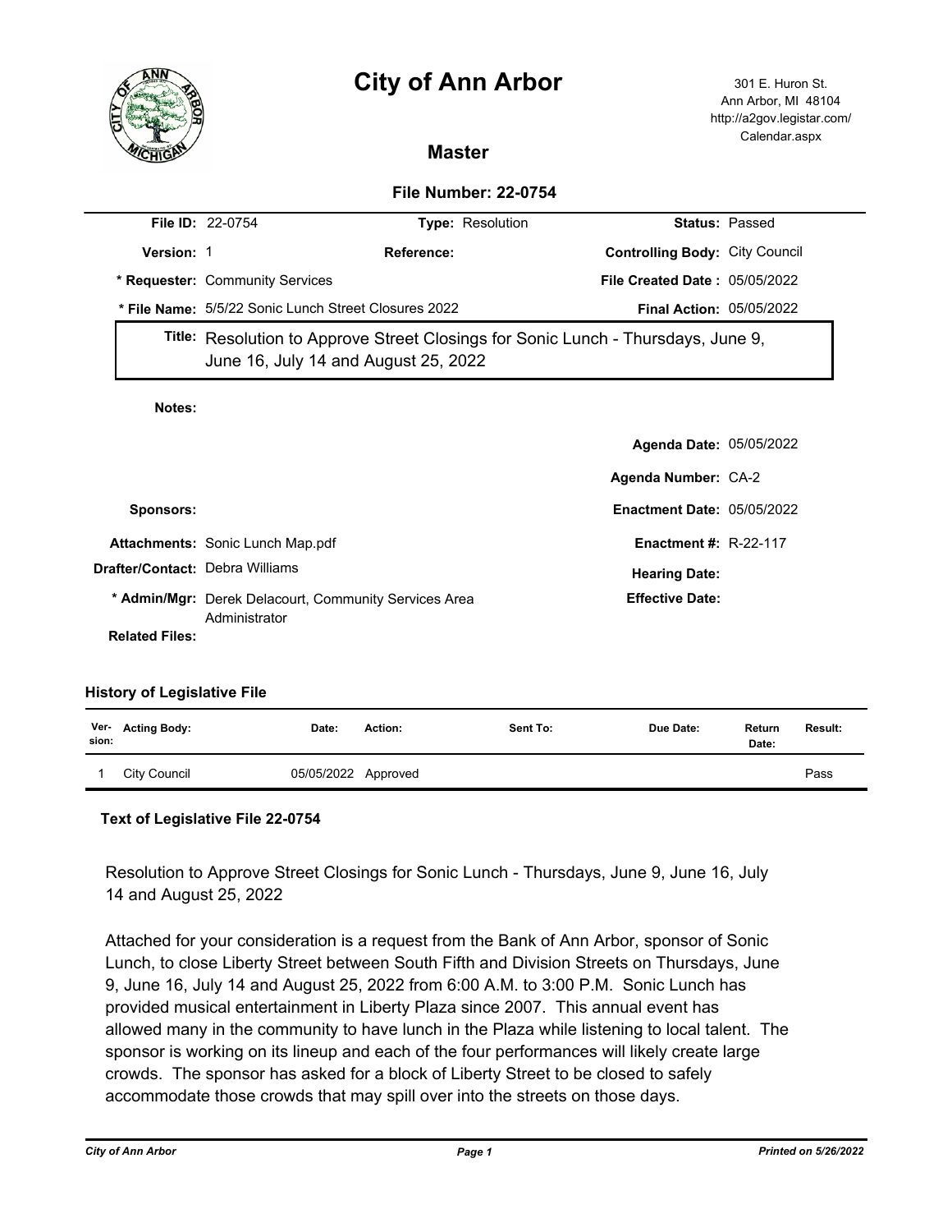# City of Ann Arbor

301 E. Huron St.
Ann Arbor, MI 48104
http://a2gov.legistar.com/Calendar.aspx

## Master

### File Number: 22-0754

**File ID:** 22-0754 **Type:** Resolution **Status:** Passed

**Version:** 1 **Reference:** **Controlling Body:** City Council

**\* Requester:** Community Services **File Created Date :** 05/05/2022

**\* File Name:** 5/5/22 Sonic Lunch Street Closures 2022 **Final Action:** 05/05/2022

**Title:** Resolution to Approve Street Closings for Sonic Lunch - Thursdays, June 9, June 16, July 14 and August 25, 2022

**Notes:**

**Agenda Date:** 05/05/2022

**Agenda Number:** CA-2

**Sponsors:** **Enactment Date:** 05/05/2022

**Attachments:** Sonic Lunch Map.pdf **Enactment #:** R-22-117

**Drafter/Contact:** Debra Williams **Hearing Date:**

**\* Admin/Mgr:** Derek Delacourt, Community Services Area Administrator **Effective Date:**

**Related Files:**

### History of Legislative File

| Ver-sion: | Acting Body: | Date: | Action: | Sent To: | Due Date: | Return Date: | Result: |
|---|---|---|---|---|---|---|---|
| 1 | City Council | 05/05/2022 | Approved | | | | Pass |

### Text of Legislative File 22-0754

Resolution to Approve Street Closings for Sonic Lunch - Thursdays, June 9, June 16, July 14 and August 25, 2022

Attached for your consideration is a request from the Bank of Ann Arbor, sponsor of Sonic Lunch, to close Liberty Street between South Fifth and Division Streets on Thursdays, June 9, June 16, July 14 and August 25, 2022 from 6:00 A.M. to 3:00 P.M. Sonic Lunch has provided musical entertainment in Liberty Plaza since 2007. This annual event has allowed many in the community to have lunch in the Plaza while listening to local talent. The sponsor is working on its lineup and each of the four performances will likely create large crowds. The sponsor has asked for a block of Liberty Street to be closed to safely accommodate those crowds that may spill over into the streets on those days.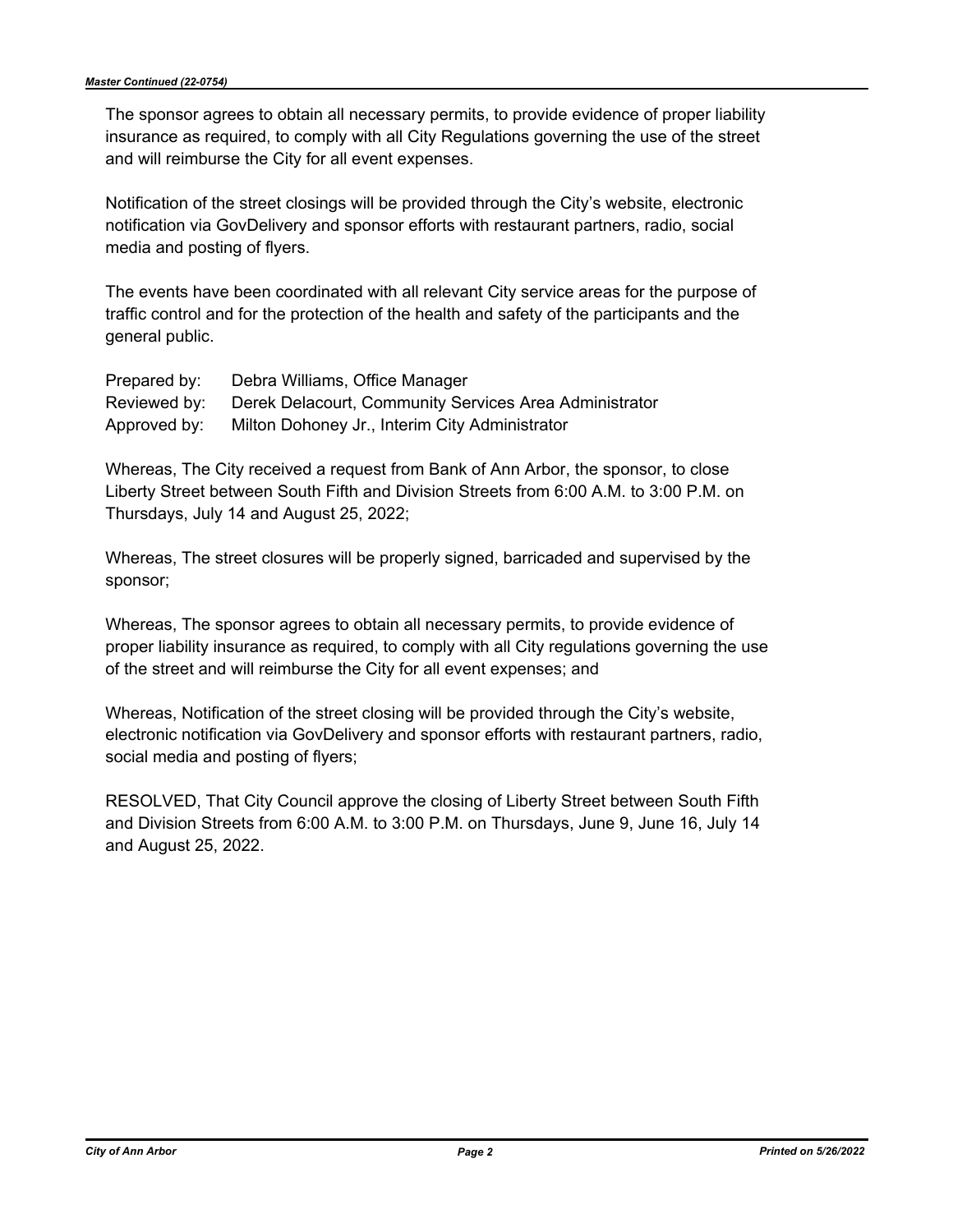The sponsor agrees to obtain all necessary permits, to provide evidence of proper liability insurance as required, to comply with all City Regulations governing the use of the street and will reimburse the City for all event expenses.

Notification of the street closings will be provided through the City's website, electronic notification via GovDelivery and sponsor efforts with restaurant partners, radio, social media and posting of flyers.

The events have been coordinated with all relevant City service areas for the purpose of traffic control and for the protection of the health and safety of the participants and the general public.

Prepared by: Debra Williams, Office Manager
Reviewed by: Derek Delacourt, Community Services Area Administrator
Approved by: Milton Dohoney Jr., Interim City Administrator

Whereas, The City received a request from Bank of Ann Arbor, the sponsor, to close Liberty Street between South Fifth and Division Streets from 6:00 A.M. to 3:00 P.M. on Thursdays, July 14 and August 25, 2022;

Whereas, The street closures will be properly signed, barricaded and supervised by the sponsor;

Whereas, The sponsor agrees to obtain all necessary permits, to provide evidence of proper liability insurance as required, to comply with all City regulations governing the use of the street and will reimburse the City for all event expenses; and

Whereas, Notification of the street closing will be provided through the City's website, electronic notification via GovDelivery and sponsor efforts with restaurant partners, radio, social media and posting of flyers;

RESOLVED, That City Council approve the closing of Liberty Street between South Fifth and Division Streets from 6:00 A.M. to 3:00 P.M. on Thursdays, June 9, June 16, July 14 and August 25, 2022.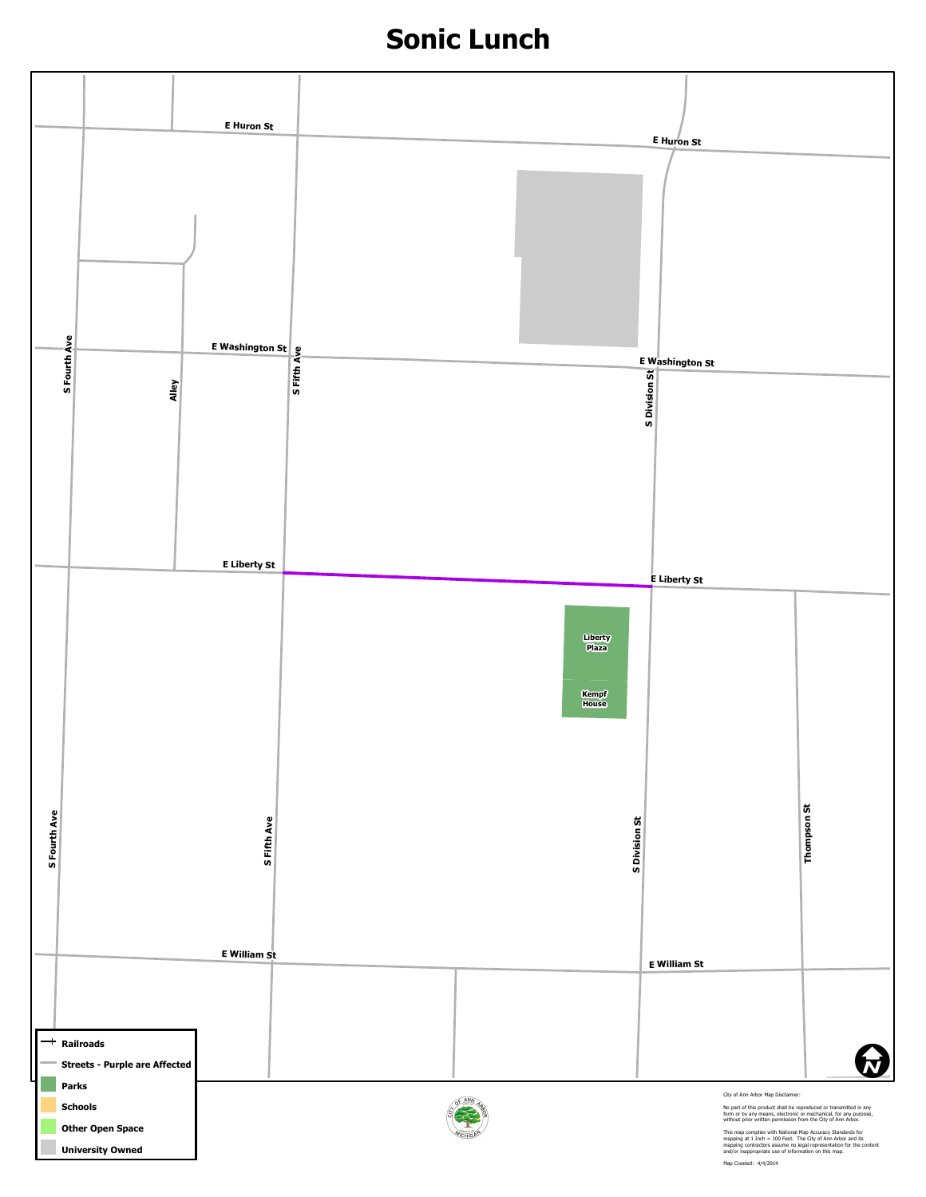# Sonic Lunch

E Huron St

E Huron St

E Washington St

E Washington St

S Fourth Ave

Alley

S Fifth Ave

S Division St

E Liberty St

E Liberty St

Liberty Plaza

Kempf House

S Fourth Ave

S Fifth Ave

S Division St

Thompson St

E William St

E William St

- Railroads
- Streets - Purple are Affected
- Parks
- Schools
- Other Open Space
- University Owned

City of Ann Arbor Map Disclaimer:

No part of this product shall be reproduced or transmitted in any form or by any means, electronic or mechanical, for any purpose, without prior written permission from the City of Ann Arbor.

This map complies with National Map Accuracy Standards for mapping at 1 Inch = 100 Feet. The City of Ann Arbor and its mapping contractors assume no legal representation for the content and/or inappropriate use of information on this map.

Map Created: 4/4/2014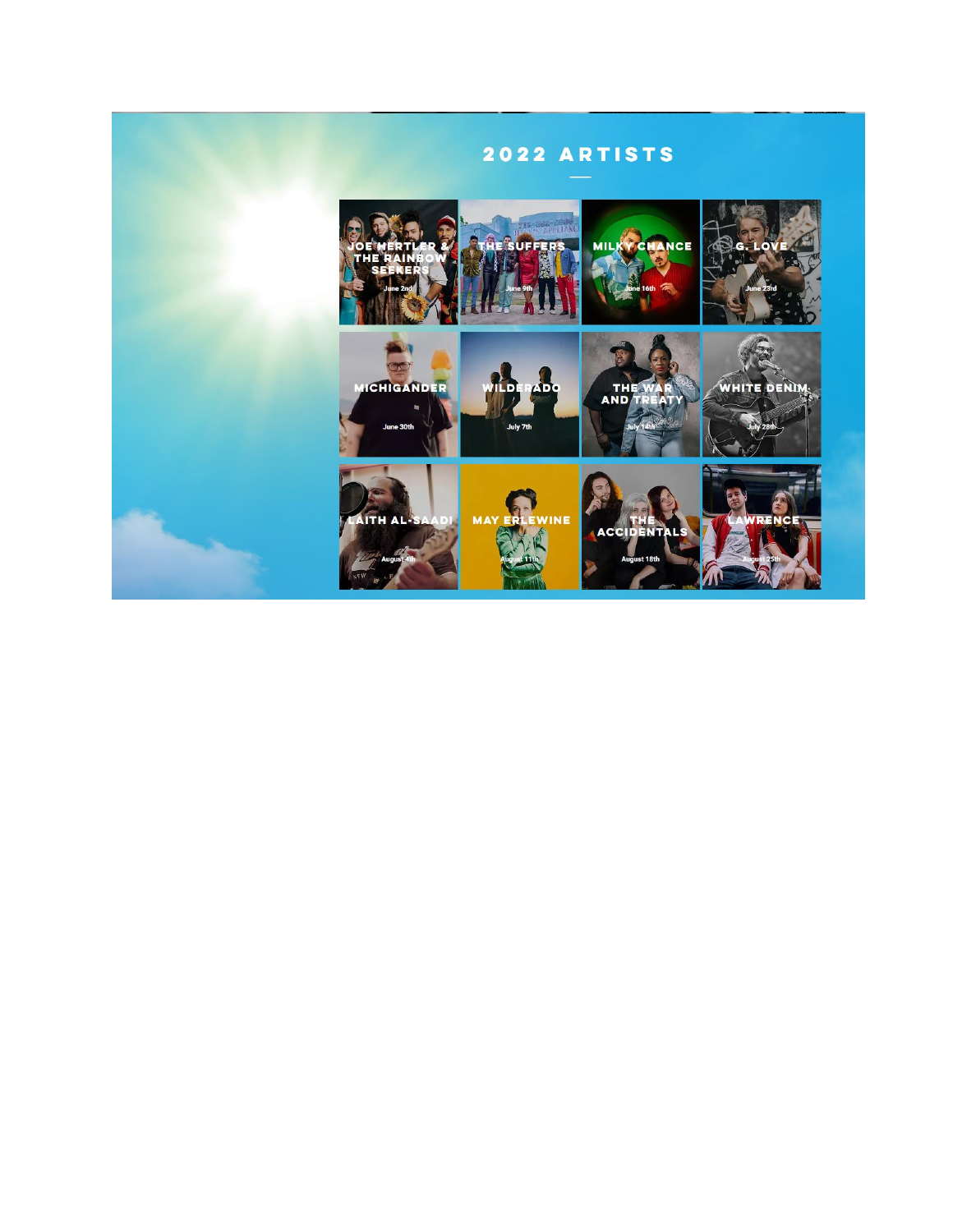## 2022 ARTISTS

| | | | |
|---|---|---|---|
| JOE HERTLER & THE RAINBOW SEEKERS<br>June 2nd | THE SUFFERS<br>June 9th | MILKY CHANCE<br>June 16th | G. LOVE<br>June 23rd |
| MICHIGANDER<br>June 30th | WILDERADO<br>July 7th | THE WAR AND TREATY<br>July 14th | WHITE DENIM<br>July 28th |
| LAITH AL-SAADI<br>August 4th | MAY ERLEWINE<br>August 11th | THE ACCIDENTALS<br>August 18th | LAWRENCE<br>August 25th |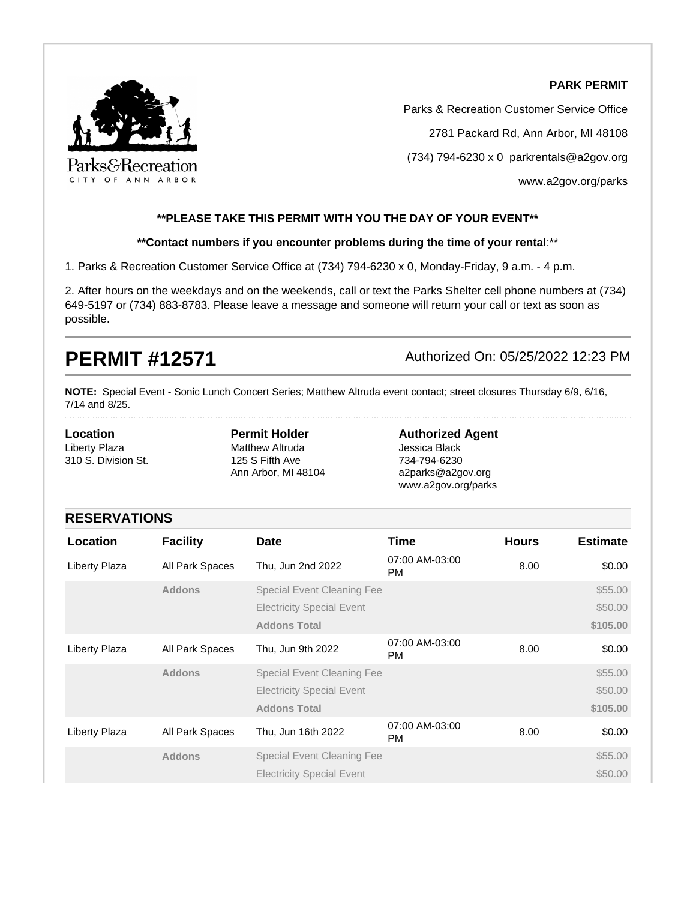**PARK PERMIT**

Parks & Recreation Customer Service Office

2781 Packard Rd, Ann Arbor, MI 48108

(734) 794-6230 x 0 parkrentals@a2gov.org

www.a2gov.org/parks

**\*\*PLEASE TAKE THIS PERMIT WITH YOU THE DAY OF YOUR EVENT\*\***

**\*\*Contact numbers if you encounter problems during the time of your rental**:\*\*

1. Parks & Recreation Customer Service Office at (734) 794-6230 x 0, Monday-Friday, 9 a.m. - 4 p.m.

2. After hours on the weekdays and on the weekends, call or text the Parks Shelter cell phone numbers at (734) 649-5197 or (734) 883-8783. Please leave a message and someone will return your call or text as soon as possible.

# PERMIT #12571

Authorized On: 05/25/2022 12:23 PM

**NOTE:** Special Event - Sonic Lunch Concert Series; Matthew Altruda event contact; street closures Thursday 6/9, 6/16, 7/14 and 8/25.

**Location**
Liberty Plaza
310 S. Division St.

**Permit Holder**
Matthew Altruda
125 S Fifth Ave
Ann Arbor, MI 48104

**Authorized Agent**
Jessica Black
734-794-6230
a2parks@a2gov.org
www.a2gov.org/parks

## RESERVATIONS

| Location | Facility | Date | Time | Hours | Estimate |
|---|---|---|---|---|---|
| Liberty Plaza | All Park Spaces | Thu, Jun 2nd 2022 | 07:00 AM-03:00 PM | 8.00 | $0.00 |
| | **Addons** | Special Event Cleaning Fee | | | $55.00 |
| | | Electricity Special Event | | | $50.00 |
| | | **Addons Total** | | | **$105.00** |
| Liberty Plaza | All Park Spaces | Thu, Jun 9th 2022 | 07:00 AM-03:00 PM | 8.00 | $0.00 |
| | **Addons** | Special Event Cleaning Fee | | | $55.00 |
| | | Electricity Special Event | | | $50.00 |
| | | **Addons Total** | | | **$105.00** |
| Liberty Plaza | All Park Spaces | Thu, Jun 16th 2022 | 07:00 AM-03:00 PM | 8.00 | $0.00 |
| | **Addons** | Special Event Cleaning Fee | | | $55.00 |
| | | Electricity Special Event | | | $50.00 |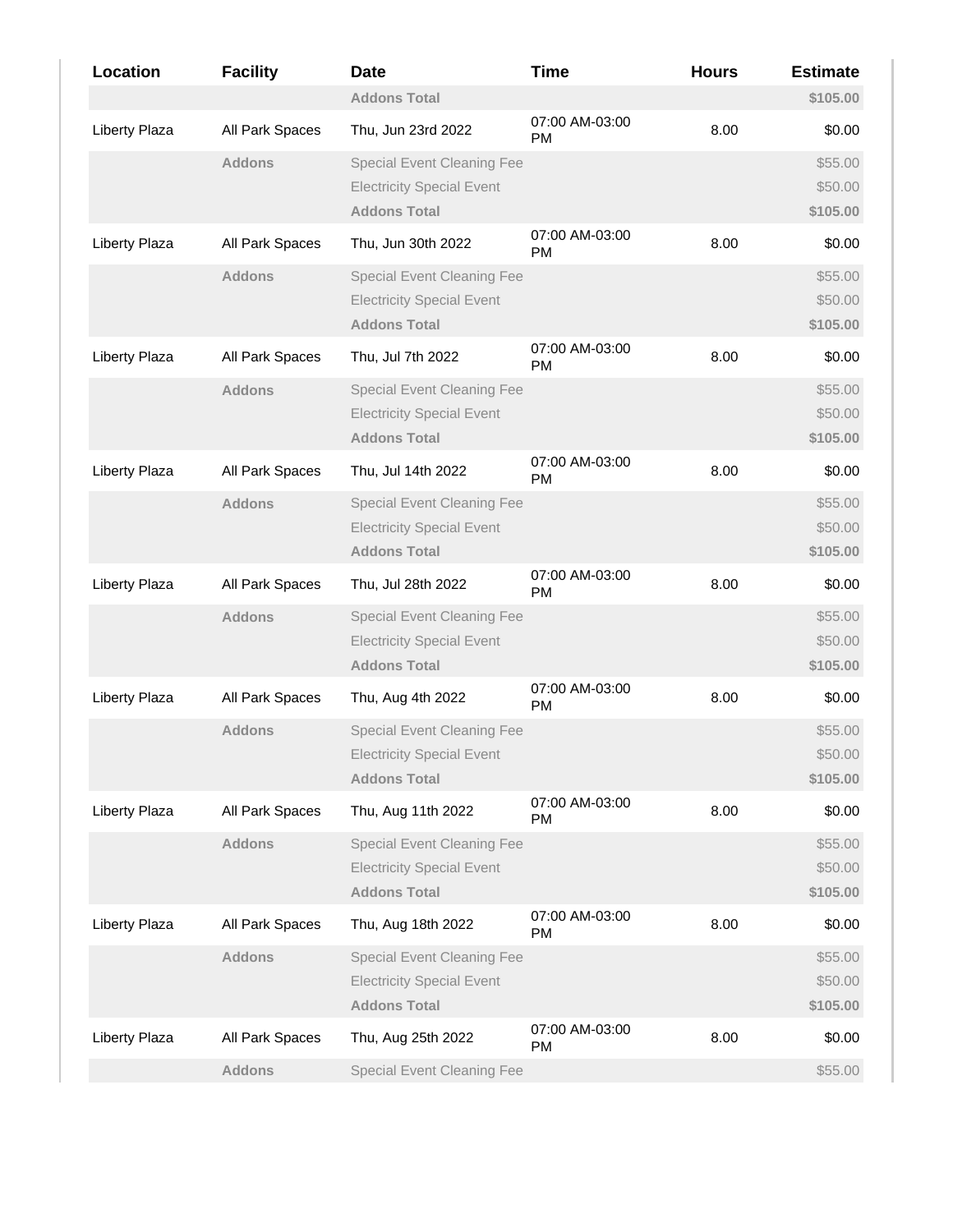| Location | Facility | Date | Time | Hours | Estimate |
|---|---|---|---|---|---|
| | | **Addons Total** | | | **$105.00** |
| Liberty Plaza | All Park Spaces | Thu, Jun 23rd 2022 | 07:00 AM-03:00 PM | 8.00 | $0.00 |
| | **Addons** | Special Event Cleaning Fee | | | $55.00 |
| | | Electricity Special Event | | | $50.00 |
| | | **Addons Total** | | | **$105.00** |
| Liberty Plaza | All Park Spaces | Thu, Jun 30th 2022 | 07:00 AM-03:00 PM | 8.00 | $0.00 |
| | **Addons** | Special Event Cleaning Fee | | | $55.00 |
| | | Electricity Special Event | | | $50.00 |
| | | **Addons Total** | | | **$105.00** |
| Liberty Plaza | All Park Spaces | Thu, Jul 7th 2022 | 07:00 AM-03:00 PM | 8.00 | $0.00 |
| | **Addons** | Special Event Cleaning Fee | | | $55.00 |
| | | Electricity Special Event | | | $50.00 |
| | | **Addons Total** | | | **$105.00** |
| Liberty Plaza | All Park Spaces | Thu, Jul 14th 2022 | 07:00 AM-03:00 PM | 8.00 | $0.00 |
| | **Addons** | Special Event Cleaning Fee | | | $55.00 |
| | | Electricity Special Event | | | $50.00 |
| | | **Addons Total** | | | **$105.00** |
| Liberty Plaza | All Park Spaces | Thu, Jul 28th 2022 | 07:00 AM-03:00 PM | 8.00 | $0.00 |
| | **Addons** | Special Event Cleaning Fee | | | $55.00 |
| | | Electricity Special Event | | | $50.00 |
| | | **Addons Total** | | | **$105.00** |
| Liberty Plaza | All Park Spaces | Thu, Aug 4th 2022 | 07:00 AM-03:00 PM | 8.00 | $0.00 |
| | **Addons** | Special Event Cleaning Fee | | | $55.00 |
| | | Electricity Special Event | | | $50.00 |
| | | **Addons Total** | | | **$105.00** |
| Liberty Plaza | All Park Spaces | Thu, Aug 11th 2022 | 07:00 AM-03:00 PM | 8.00 | $0.00 |
| | **Addons** | Special Event Cleaning Fee | | | $55.00 |
| | | Electricity Special Event | | | $50.00 |
| | | **Addons Total** | | | **$105.00** |
| Liberty Plaza | All Park Spaces | Thu, Aug 18th 2022 | 07:00 AM-03:00 PM | 8.00 | $0.00 |
| | **Addons** | Special Event Cleaning Fee | | | $55.00 |
| | | Electricity Special Event | | | $50.00 |
| | | **Addons Total** | | | **$105.00** |
| Liberty Plaza | All Park Spaces | Thu, Aug 25th 2022 | 07:00 AM-03:00 PM | 8.00 | $0.00 |
| | **Addons** | Special Event Cleaning Fee | | | $55.00 |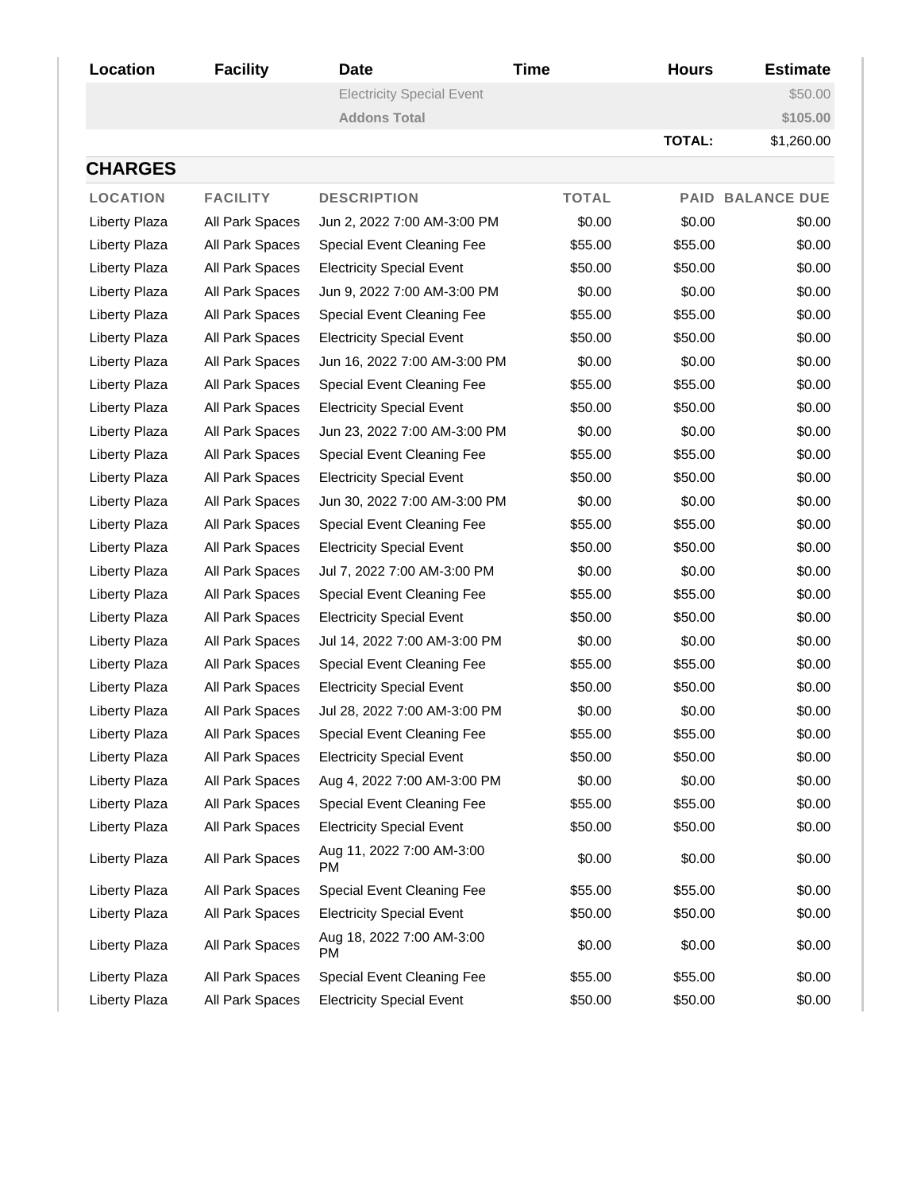| Location | Facility | Date | Time | Hours | Estimate |
|---|---|---|---|---|---|
| | | Electricity Special Event | | | $50.00 |
| | | **Addons Total** | | | **$105.00** |
| | | | | **TOTAL:** | $1,260.00 |

## CHARGES

| LOCATION | FACILITY | DESCRIPTION | TOTAL | PAID | BALANCE DUE |
|---|---|---|---|---|---|
| Liberty Plaza | All Park Spaces | Jun 2, 2022 7:00 AM-3:00 PM | $0.00 | $0.00 | $0.00 |
| Liberty Plaza | All Park Spaces | Special Event Cleaning Fee | $55.00 | $55.00 | $0.00 |
| Liberty Plaza | All Park Spaces | Electricity Special Event | $50.00 | $50.00 | $0.00 |
| Liberty Plaza | All Park Spaces | Jun 9, 2022 7:00 AM-3:00 PM | $0.00 | $0.00 | $0.00 |
| Liberty Plaza | All Park Spaces | Special Event Cleaning Fee | $55.00 | $55.00 | $0.00 |
| Liberty Plaza | All Park Spaces | Electricity Special Event | $50.00 | $50.00 | $0.00 |
| Liberty Plaza | All Park Spaces | Jun 16, 2022 7:00 AM-3:00 PM | $0.00 | $0.00 | $0.00 |
| Liberty Plaza | All Park Spaces | Special Event Cleaning Fee | $55.00 | $55.00 | $0.00 |
| Liberty Plaza | All Park Spaces | Electricity Special Event | $50.00 | $50.00 | $0.00 |
| Liberty Plaza | All Park Spaces | Jun 23, 2022 7:00 AM-3:00 PM | $0.00 | $0.00 | $0.00 |
| Liberty Plaza | All Park Spaces | Special Event Cleaning Fee | $55.00 | $55.00 | $0.00 |
| Liberty Plaza | All Park Spaces | Electricity Special Event | $50.00 | $50.00 | $0.00 |
| Liberty Plaza | All Park Spaces | Jun 30, 2022 7:00 AM-3:00 PM | $0.00 | $0.00 | $0.00 |
| Liberty Plaza | All Park Spaces | Special Event Cleaning Fee | $55.00 | $55.00 | $0.00 |
| Liberty Plaza | All Park Spaces | Electricity Special Event | $50.00 | $50.00 | $0.00 |
| Liberty Plaza | All Park Spaces | Jul 7, 2022 7:00 AM-3:00 PM | $0.00 | $0.00 | $0.00 |
| Liberty Plaza | All Park Spaces | Special Event Cleaning Fee | $55.00 | $55.00 | $0.00 |
| Liberty Plaza | All Park Spaces | Electricity Special Event | $50.00 | $50.00 | $0.00 |
| Liberty Plaza | All Park Spaces | Jul 14, 2022 7:00 AM-3:00 PM | $0.00 | $0.00 | $0.00 |
| Liberty Plaza | All Park Spaces | Special Event Cleaning Fee | $55.00 | $55.00 | $0.00 |
| Liberty Plaza | All Park Spaces | Electricity Special Event | $50.00 | $50.00 | $0.00 |
| Liberty Plaza | All Park Spaces | Jul 28, 2022 7:00 AM-3:00 PM | $0.00 | $0.00 | $0.00 |
| Liberty Plaza | All Park Spaces | Special Event Cleaning Fee | $55.00 | $55.00 | $0.00 |
| Liberty Plaza | All Park Spaces | Electricity Special Event | $50.00 | $50.00 | $0.00 |
| Liberty Plaza | All Park Spaces | Aug 4, 2022 7:00 AM-3:00 PM | $0.00 | $0.00 | $0.00 |
| Liberty Plaza | All Park Spaces | Special Event Cleaning Fee | $55.00 | $55.00 | $0.00 |
| Liberty Plaza | All Park Spaces | Electricity Special Event | $50.00 | $50.00 | $0.00 |
| Liberty Plaza | All Park Spaces | Aug 11, 2022 7:00 AM-3:00 PM | $0.00 | $0.00 | $0.00 |
| Liberty Plaza | All Park Spaces | Special Event Cleaning Fee | $55.00 | $55.00 | $0.00 |
| Liberty Plaza | All Park Spaces | Electricity Special Event | $50.00 | $50.00 | $0.00 |
| Liberty Plaza | All Park Spaces | Aug 18, 2022 7:00 AM-3:00 PM | $0.00 | $0.00 | $0.00 |
| Liberty Plaza | All Park Spaces | Special Event Cleaning Fee | $55.00 | $55.00 | $0.00 |
| Liberty Plaza | All Park Spaces | Electricity Special Event | $50.00 | $50.00 | $0.00 |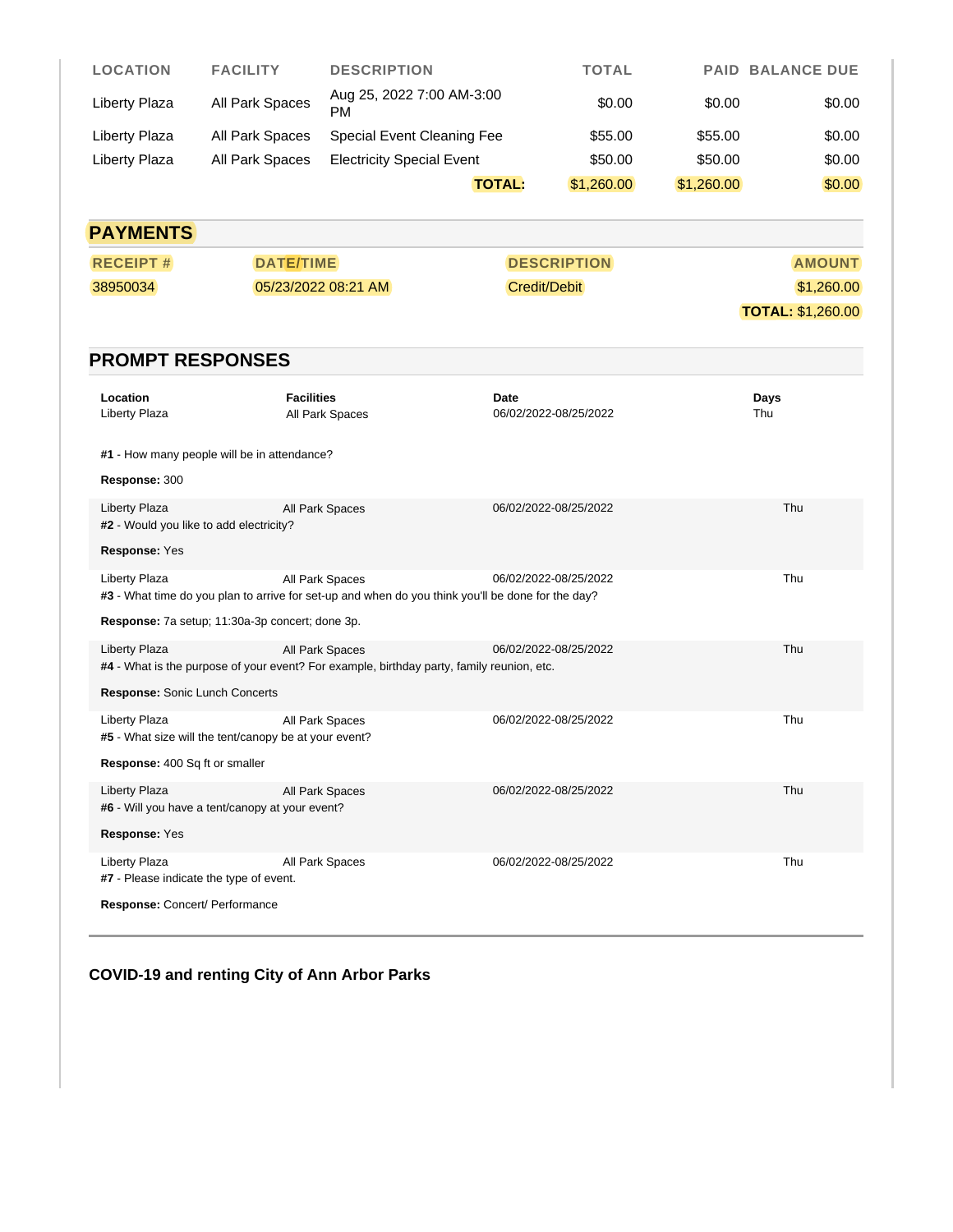| LOCATION | FACILITY | DESCRIPTION | TOTAL | PAID | BALANCE DUE |
|---|---|---|---|---|---|
| Liberty Plaza | All Park Spaces | Aug 25, 2022 7:00 AM-3:00 PM | $0.00 | $0.00 | $0.00 |
| Liberty Plaza | All Park Spaces | Special Event Cleaning Fee | $55.00 | $55.00 | $0.00 |
| Liberty Plaza | All Park Spaces | Electricity Special Event | $50.00 | $50.00 | $0.00 |
| | | **TOTAL:** | $1,260.00 | $1,260.00 | $0.00 |

## PAYMENTS

| RECEIPT # | DATE/TIME | DESCRIPTION | AMOUNT |
|---|---|---|---|
| 38950034 | 05/23/2022 08:21 AM | Credit/Debit | $1,260.00 |
| | | | **TOTAL:** $1,260.00 |

## PROMPT RESPONSES

| Location | Facilities | Date | Days |
|---|---|---|---|
| Liberty Plaza | All Park Spaces | 06/02/2022-08/25/2022 | Thu |

**#1** - How many people will be in attendance?

**Response:** 300

| Liberty Plaza | All Park Spaces | 06/02/2022-08/25/2022 | Thu |
|---|---|---|---|

**#2** - Would you like to add electricity?

**Response:** Yes

| Liberty Plaza | All Park Spaces | 06/02/2022-08/25/2022 | Thu |
|---|---|---|---|

**#3** - What time do you plan to arrive for set-up and when do you think you'll be done for the day?

**Response:** 7a setup; 11:30a-3p concert; done 3p.

| Liberty Plaza | All Park Spaces | 06/02/2022-08/25/2022 | Thu |
|---|---|---|---|

**#4** - What is the purpose of your event? For example, birthday party, family reunion, etc.

**Response:** Sonic Lunch Concerts

| Liberty Plaza | All Park Spaces | 06/02/2022-08/25/2022 | Thu |
|---|---|---|---|

**#5** - What size will the tent/canopy be at your event?

**Response:** 400 Sq ft or smaller

| Liberty Plaza | All Park Spaces | 06/02/2022-08/25/2022 | Thu |
|---|---|---|---|

**#6** - Will you have a tent/canopy at your event?

**Response:** Yes

| Liberty Plaza | All Park Spaces | 06/02/2022-08/25/2022 | Thu |
|---|---|---|---|

**#7** - Please indicate the type of event.

**Response:** Concert/ Performance

### COVID-19 and renting City of Ann Arbor Parks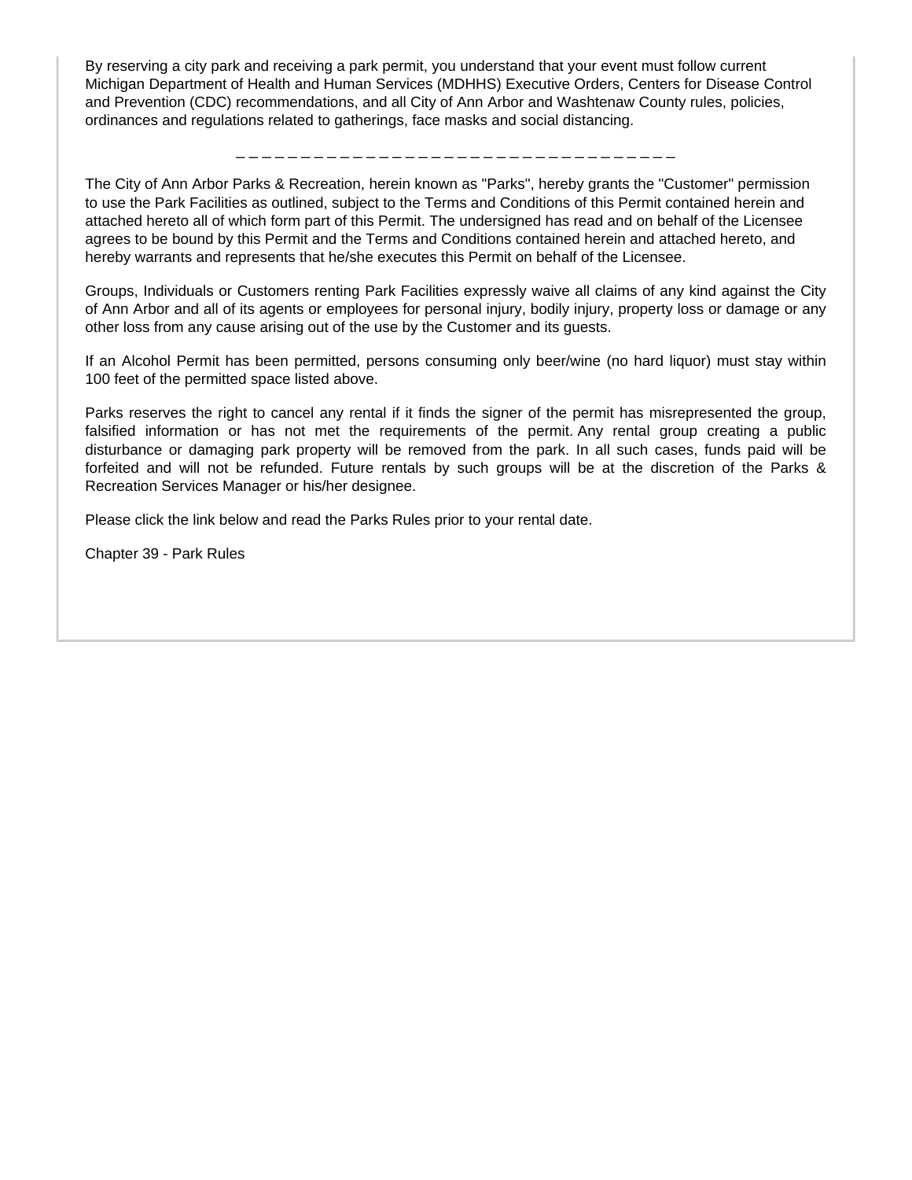By reserving a city park and receiving a park permit, you understand that your event must follow current Michigan Department of Health and Human Services (MDHHS) Executive Orders, Centers for Disease Control and Prevention (CDC) recommendations, and all City of Ann Arbor and Washtenaw County rules, policies, ordinances and regulations related to gatherings, face masks and social distancing.

---

The City of Ann Arbor Parks & Recreation, herein known as "Parks", hereby grants the "Customer" permission to use the Park Facilities as outlined, subject to the Terms and Conditions of this Permit contained herein and attached hereto all of which form part of this Permit. The undersigned has read and on behalf of the Licensee agrees to be bound by this Permit and the Terms and Conditions contained herein and attached hereto, and hereby warrants and represents that he/she executes this Permit on behalf of the Licensee.

Groups, Individuals or Customers renting Park Facilities expressly waive all claims of any kind against the City of Ann Arbor and all of its agents or employees for personal injury, bodily injury, property loss or damage or any other loss from any cause arising out of the use by the Customer and its guests.

If an Alcohol Permit has been permitted, persons consuming only beer/wine (no hard liquor) must stay within 100 feet of the permitted space listed above.

Parks reserves the right to cancel any rental if it finds the signer of the permit has misrepresented the group, falsified information or has not met the requirements of the permit. Any rental group creating a public disturbance or damaging park property will be removed from the park. In all such cases, funds paid will be forfeited and will not be refunded. Future rentals by such groups will be at the discretion of the Parks & Recreation Services Manager or his/her designee.

Please click the link below and read the Parks Rules prior to your rental date.

Chapter 39 - Park Rules